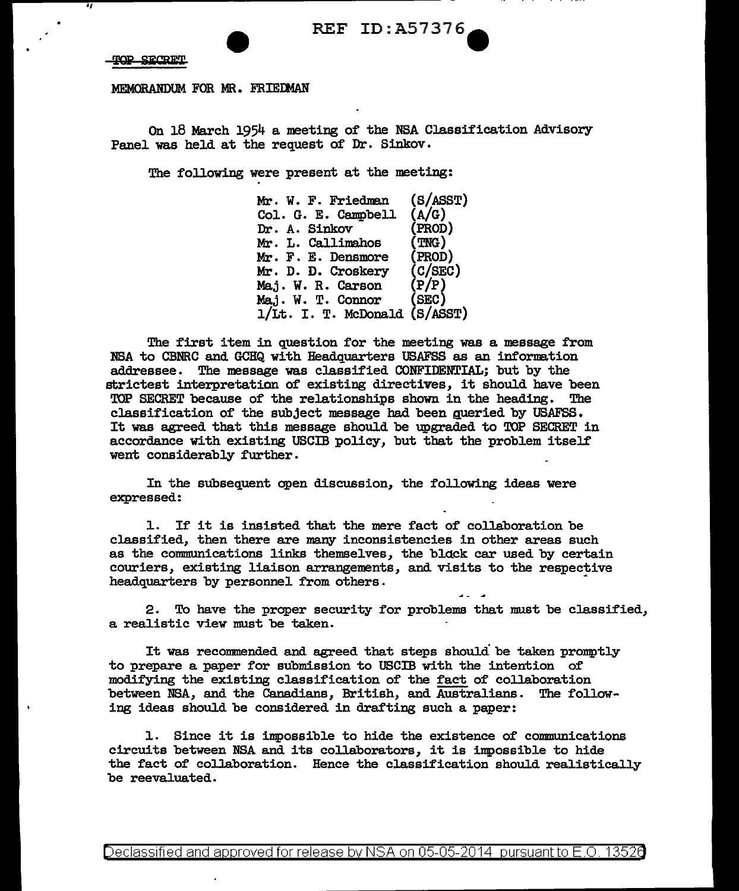TOP SECRET

MEMORANDUM FOR MR. FRIEDMAN

On 18 March 1954 a meeting of the NSA Classification Advisory Panel was held at the request of Dr. Sinkov.

The following were present at the meeting:

| | |
|---|---|
| Mr. W. F. Friedman | (S/ASST) |
| Col. G. E. Campbell | (A/G) |
| Dr. A. Sinkov | (PROD) |
| Mr. L. Callimahos | (TNG) |
| Mr. F. E. Densmore | (PROD) |
| Mr. D. D. Croskery | (C/SEC) |
| Maj. W. R. Carson | (P/P) |
| Maj. W. T. Connor | (SEC) |
| 1/Lt. I. T. McDonald | (S/ASST) |

The first item in question for the meeting was a message from NSA to CBNRC and GCHQ with Headquarters USAFSS as an information addressee. The message was classified CONFIDENTIAL; but by the strictest interpretation of existing directives, it should have been TOP SECRET because of the relationships shown in the heading. The classification of the subject message had been queried by USAFSS. It was agreed that this message should be upgraded to TOP SECRET in accordance with existing USCIB policy, but that the problem itself went considerably further.

In the subsequent open discussion, the following ideas were expressed:

1. If it is insisted that the mere fact of collaboration be classified, then there are many inconsistencies in other areas such as the communications links themselves, the black car used by certain couriers, existing liaison arrangements, and visits to the respective headquarters by personnel from others.

2. To have the proper security for problems that must be classified, a realistic view must be taken.

It was recommended and agreed that steps should be taken promptly to prepare a paper for submission to USCIB with the intention of modifying the existing classification of the fact of collaboration between NSA, and the Canadians, British, and Australians. The following ideas should be considered in drafting such a paper:

1. Since it is impossible to hide the existence of communications circuits between NSA and its collaborators, it is impossible to hide the fact of collaboration. Hence the classification should realistically be reevaluated.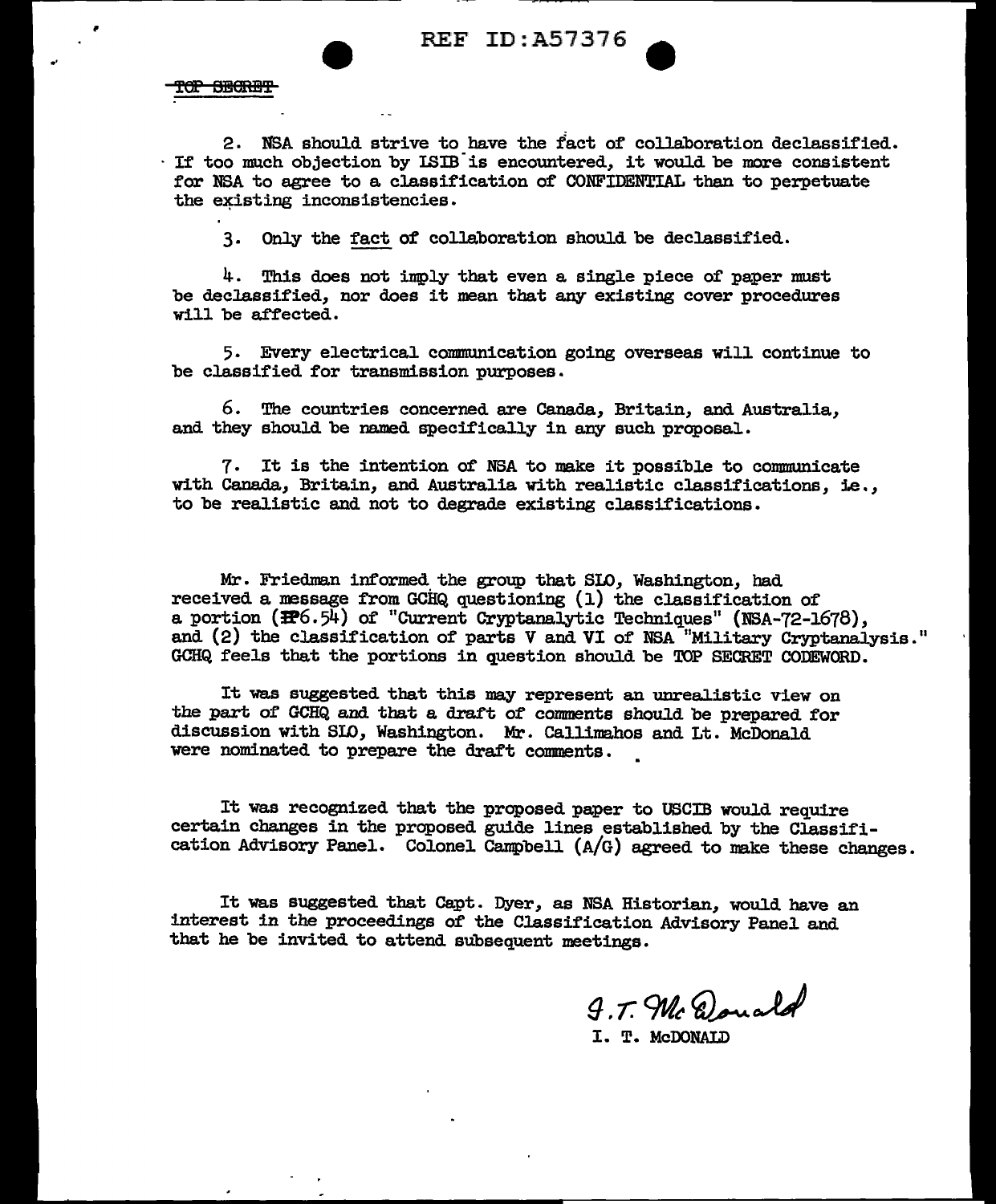REF ID:A57376

~~TOP SECRET~~

2. NSA should strive to have the fact of collaboration declassified. If too much objection by ISIB is encountered, it would be more consistent for NSA to agree to a classification of CONFIDENTIAL than to perpetuate the existing inconsistencies.

3. Only the fact of collaboration should be declassified.

4. This does not imply that even a single piece of paper must be declassified, nor does it mean that any existing cover procedures will be affected.

5. Every electrical communication going overseas will continue to be classified for transmission purposes.

6. The countries concerned are Canada, Britain, and Australia, and they should be named specifically in any such proposal.

7. It is the intention of NSA to make it possible to communicate with Canada, Britain, and Australia with realistic classifications, ie., to be realistic and not to degrade existing classifications.

Mr. Friedman informed the group that SLO, Washington, had received a message from GCHQ questioning (1) the classification of a portion (¶6.54) of "Current Cryptanalytic Techniques" (NSA-72-1678), and (2) the classification of parts V and VI of NSA "Military Cryptanalysis." GCHQ feels that the portions in question should be TOP SECRET CODEWORD.

It was suggested that this may represent an unrealistic view on the part of GCHQ and that a draft of comments should be prepared for discussion with SLO, Washington. Mr. Callimahos and Lt. McDonald were nominated to prepare the draft comments.

It was recognized that the proposed paper to USCIB would require certain changes in the proposed guide lines established by the Classification Advisory Panel. Colonel Campbell (A/G) agreed to make these changes.

It was suggested that Capt. Dyer, as NSA Historian, would have an interest in the proceedings of the Classification Advisory Panel and that he be invited to attend subsequent meetings.

I. T. McDonald

I. T. McDONALD